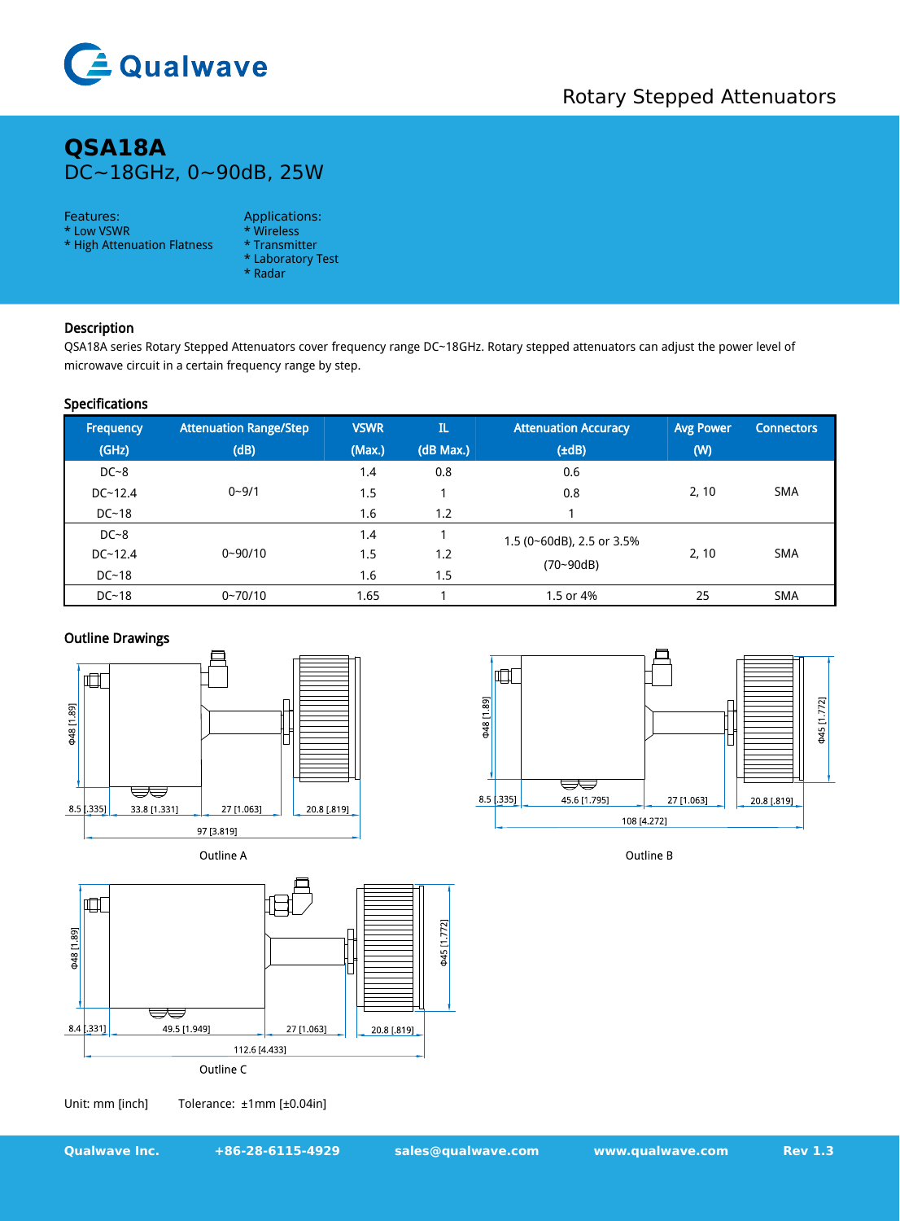Rotary Stepped Attenuators

# QSA18A

DC~18GHz, 0~90dB, 25W

Features:
* Low VSWR
* High Attenuation Flatness

Applications:
* Wireless
* Transmitter
* Laboratory Test
* Radar

## Description

QSA18A series Rotary Stepped Attenuators cover frequency range DC~18GHz. Rotary stepped attenuators can adjust the power level of microwave circuit in a certain frequency range by step.

## Specifications

| Frequency (GHz) | Attenuation Range/Step (dB) | VSWR (Max.) | IL (dB Max.) | Attenuation Accuracy (±dB) | Avg Power (W) | Connectors |
|---|---|---|---|---|---|---|
| DC~8 | 0~9/1 | 1.4 | 0.8 | 0.6 | 2, 10 | SMA |
| DC~12.4 | | 1.5 | 1 | 0.8 | | |
| DC~18 | | 1.6 | 1.2 | 1 | | |
| DC~8 | 0~90/10 | 1.4 | 1 | 1.5 (0~60dB), 2.5 or 3.5% (70~90dB) | 2, 10 | SMA |
| DC~12.4 | | 1.5 | 1.2 | | | |
| DC~18 | | 1.6 | 1.5 | | | |
| DC~18 | 0~70/10 | 1.65 | 1 | 1.5 or 4% | 25 | SMA |

## Outline Drawings

Φ48 [1.89]
8.5 [.335] 33.8 [1.331] 27 [1.063] 20.8 [.819]
97 [3.819]

Outline A

Φ48 [1.89] Φ45 [1.772]
8.5 [.335] 45.6 [1.795] 27 [1.063] 20.8 [.819]
108 [4.272]

Outline B

Φ48 [1.89] Φ45 [1.772]
8.4 [.331] 49.5 [1.949] 27 [1.063] 20.8 [.819]
112.6 [4.433]

Outline C

Unit: mm [inch] Tolerance: ±1mm [±0.04in]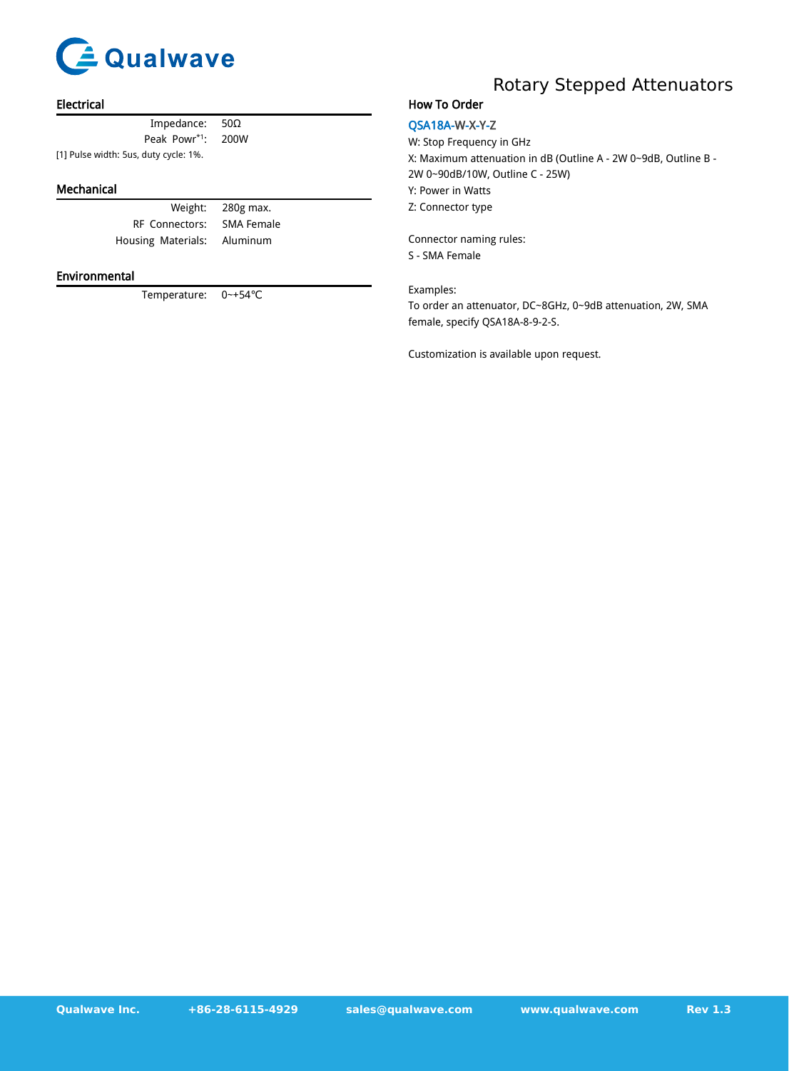# Rotary Stepped Attenuators

## Electrical

| | |
|---|---|
| Impedance: | 50Ω |
| Peak Powr[*1]: | 200W |

[1] Pulse width: 5us, duty cycle: 1%.

## Mechanical

| | |
|---|---|
| Weight: | 280g max. |
| RF Connectors: | SMA Female |
| Housing Materials: | Aluminum |

## Environmental

| | |
|---|---|
| Temperature: | 0~+54℃ |

## How To Order

QSA18A-W-X-Y-Z

W: Stop Frequency in GHz

X: Maximum attenuation in dB (Outline A - 2W 0~9dB, Outline B - 2W 0~90dB/10W, Outline C - 25W)

Y: Power in Watts

Z: Connector type

Connector naming rules:

S - SMA Female

Examples:

To order an attenuator, DC~8GHz, 0~9dB attenuation, 2W, SMA female, specify QSA18A-8-9-2-S.

Customization is available upon request.